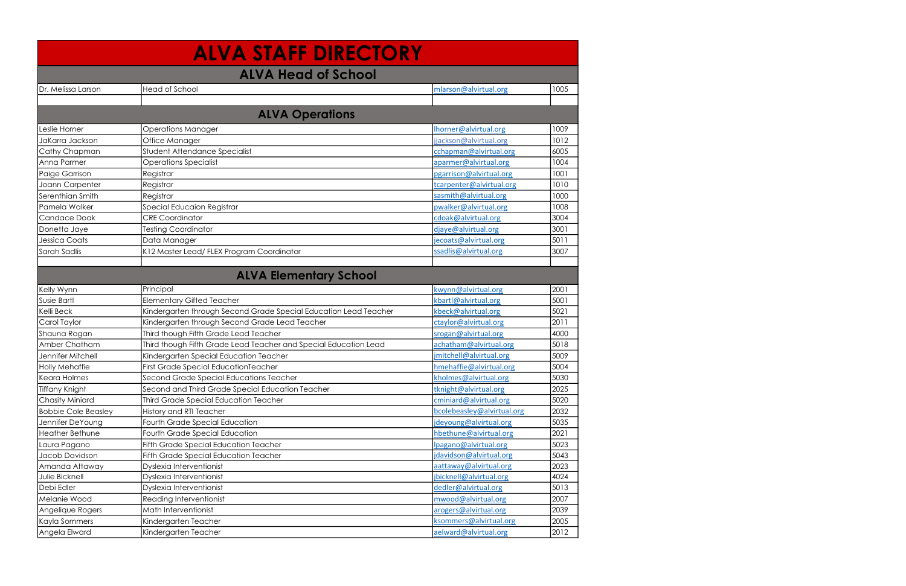# ALVA STAFF DIRECTORY

## ALVA Head of School

| | | | |
|---|---|---|---|
| Dr. Melissa Larson | Head of School | mlarson@alvirtual.org | 1005 |

## ALVA Operations

| | | | |
|---|---|---|---|
| Leslie Horner | Operations Manager | lhorner@alvirtual.org | 1009 |
| JaKarra Jackson | Office Manager | jjackson@alvirtual.org | 1012 |
| Cathy Chapman | Student Attendance Specialist | cchapman@alvirtual.org | 6005 |
| Anna Parmer | Operations Specialist | aparmer@alvirtual.org | 1004 |
| Paige Garrison | Registrar | pgarrison@alvirtual.org | 1001 |
| Joann Carpenter | Registrar | tcarpenter@alvirtual.org | 1010 |
| Serenthian Smith | Registrar | sasmith@alvirtual.org | 1000 |
| Pamela Walker | Special Educaion Registrar | pwalker@alvirtual.org | 1008 |
| Candace Doak | CRE Coordinator | cdoak@alvirtual.org | 3004 |
| Donetta Jaye | Testing Coordinator | djaye@alvirtual.org | 3001 |
| Jessica Coats | Data Manager | jecoats@alvirtual.org | 5011 |
| Sarah Sadlis | K12 Master Lead/ FLEX Program Coordinator | ssadlis@alvirtual.org | 3007 |

## ALVA Elementary School

| | | | |
|---|---|---|---|
| Kelly Wynn | Principal | kwynn@alvirtual.org | 2001 |
| Susie Bartl | Elementary Gifted Teacher | kbartl@alvirtual.org | 5001 |
| Kelli Beck | Kindergarten through Second Grade Special Education Lead Teacher | kbeck@alvirtual.org | 5021 |
| Carol Taylor | Kindergarten through Second Grade Lead Teacher | ctaylor@alvirtual.org | 2011 |
| Shauna Rogan | Third though Fifth Grade Lead Teacher | srogan@alvirtual.org | 4000 |
| Amber Chatham | Third though Fifth Grade Lead Teacher and Special Education Lead | achatham@alvirtual.org | 5018 |
| Jennifer Mitchell | Kindergarten Special Education Teacher | jmitchell@alvirtual.org | 5009 |
| Holly Mehaffie | First Grade Special EducationTeacher | hmehaffie@alvirtual.org | 5004 |
| Keara Holmes | Second Grade Special Educations Teacher | kholmes@alvirtual.org | 5030 |
| Tiffany Knight | Second and Third Grade Special Education Teacher | tknight@alvirtual.org | 2025 |
| Chasity Miniard | Third Grade Special Education Teacher | cminiard@alvirtual.org | 5020 |
| Bobbie Cole Beasley | History and RTI Teacher | bcolebeasley@alvirtual.org | 2032 |
| Jennifer DeYoung | Fourth Grade Special Education | jdeyoung@alvirtual.org | 5035 |
| Heather Bethune | Fourth Grade Special Education | hbethune@alvirtual.org | 2021 |
| Laura Pagano | Fifth Grade Special Education Teacher | lpagano@alvirtual.org | 5023 |
| Jacob Davidson | Fifth Grade Special Education Teacher | jdavidson@alvirtual.org | 5043 |
| Amanda Attaway | Dyslexia Interventionist | aattaway@alvirtual.org | 2023 |
| Julie Bicknell | Dyslexia Interventionist | jbicknell@alvirtual.org | 4024 |
| Debi Edler | Dyslexia Interventionist | dedler@alvirtual.org | 5013 |
| Melanie Wood | Reading Interventionist | mwood@alvirtual.org | 2007 |
| Angelique Rogers | Math Interventionist | arogers@alvirtual.org | 2039 |
| Kayla Sommers | Kindergarten Teacher | ksommers@alvirtual.org | 2005 |
| Angela Elward | Kindergarten Teacher | aelward@alvirtual.org | 2012 |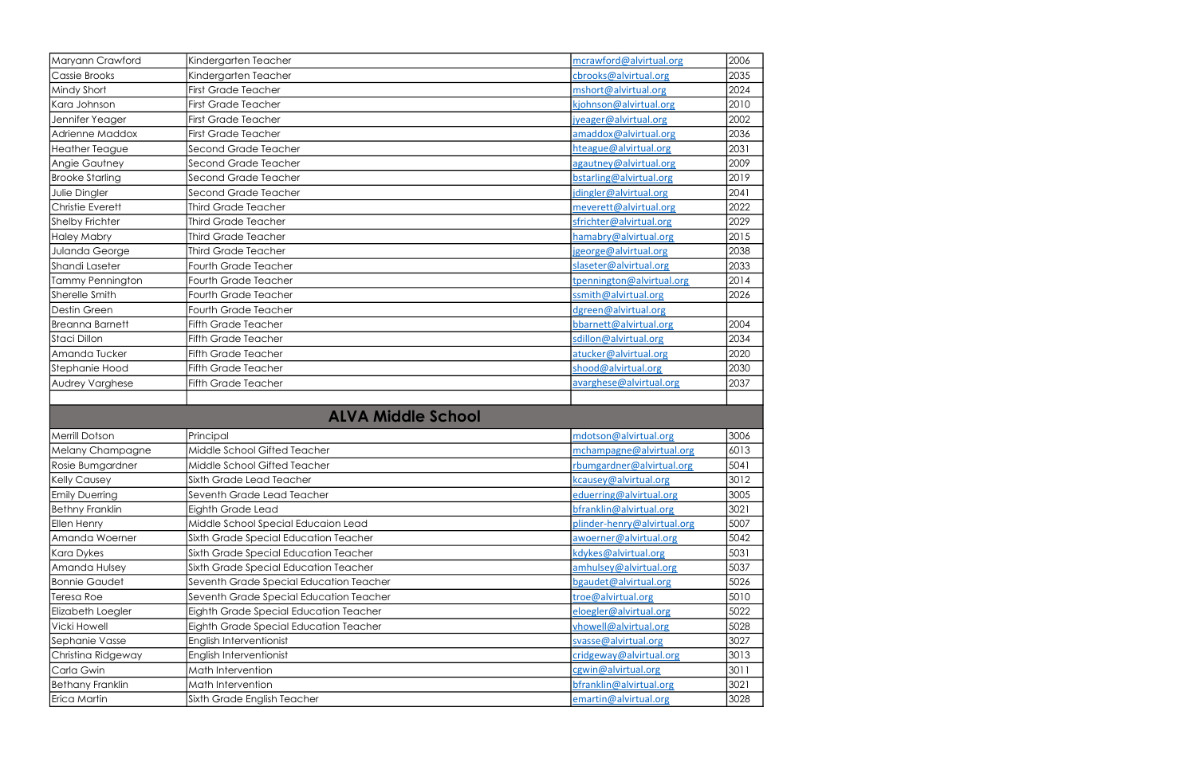| | | | |
|---|---|---|---|
| Maryann Crawford | Kindergarten Teacher | mcrawford@alvirtual.org | 2006 |
| Cassie Brooks | Kindergarten Teacher | cbrooks@alvirtual.org | 2035 |
| Mindy Short | First Grade Teacher | mshort@alvirtual.org | 2024 |
| Kara Johnson | First Grade Teacher | kjohnson@alvirtual.org | 2010 |
| Jennifer Yeager | First Grade Teacher | jyeager@alvirtual.org | 2002 |
| Adrienne Maddox | First Grade Teacher | amaddox@alvirtual.org | 2036 |
| Heather Teague | Second Grade Teacher | hteague@alvirtual.org | 2031 |
| Angie Gautney | Second Grade Teacher | agautney@alvirtual.org | 2009 |
| Brooke Starling | Second Grade Teacher | bstarling@alvirtual.org | 2019 |
| Julie Dingler | Second Grade Teacher | jdingler@alvirtual.org | 2041 |
| Christie Everett | Third Grade Teacher | meverett@alvirtual.org | 2022 |
| Shelby Frichter | Third Grade Teacher | sfrichter@alvirtual.org | 2029 |
| Haley Mabry | Third Grade Teacher | hamabry@alvirtual.org | 2015 |
| Julanda George | Third Grade Teacher | jgeorge@alvirtual.org | 2038 |
| Shandi Laseter | Fourth Grade Teacher | slaseter@alvirtual.org | 2033 |
| Tammy Pennington | Fourth Grade Teacher | tpennington@alvirtual.org | 2014 |
| Sherelle Smith | Fourth Grade Teacher | ssmith@alvirtual.org | 2026 |
| Destin Green | Fourth Grade Teacher | dgreen@alvirtual.org | |
| Breanna Barnett | Fifth Grade Teacher | bbarnett@alvirtual.org | 2004 |
| Staci Dillon | Fifth Grade Teacher | sdillon@alvirtual.org | 2034 |
| Amanda Tucker | Fifth Grade Teacher | atucker@alvirtual.org | 2020 |
| Stephanie Hood | Fifth Grade Teacher | shood@alvirtual.org | 2030 |
| Audrey Varghese | Fifth Grade Teacher | avarghese@alvirtual.org | 2037 |
| | | | |
| **ALVA Middle School** | | | |
| Merrill Dotson | Principal | mdotson@alvirtual.org | 3006 |
| Melany Champagne | Middle School Gifted Teacher | mchampagne@alvirtual.org | 6013 |
| Rosie Bumgardner | Middle School Gifted Teacher | rbumgardner@alvirtual.org | 5041 |
| Kelly Causey | Sixth Grade Lead Teacher | kcausey@alvirtual.org | 3012 |
| Emily Duerring | Seventh Grade Lead Teacher | eduerring@alvirtual.org | 3005 |
| Bethny Franklin | Eighth Grade Lead | bfranklin@alvirtual.org | 3021 |
| Ellen Henry | Middle School Special Educaion Lead | plinder-henry@alvirtual.org | 5007 |
| Amanda Woerner | Sixth Grade Special Education Teacher | awoerner@alvirtual.org | 5042 |
| Kara Dykes | Sixth Grade Special Education Teacher | kdykes@alvirtual.org | 5031 |
| Amanda Hulsey | Sixth Grade Special Education Teacher | amhulsey@alvirtual.org | 5037 |
| Bonnie Gaudet | Seventh Grade Special Education Teacher | bgaudet@alvirtual.org | 5026 |
| Teresa Roe | Seventh Grade Special Education Teacher | troe@alvirtual.org | 5010 |
| Elizabeth Loegler | Eighth Grade Special Education Teacher | eloegler@alvirtual.org | 5022 |
| Vicki Howell | Eighth Grade Special Education Teacher | vhowell@alvirtual.org | 5028 |
| Sephanie Vasse | English Interventionist | svasse@alvirtual.org | 3027 |
| Christina Ridgeway | English Interventionist | cridgeway@alvirtual.org | 3013 |
| Carla Gwin | Math Intervention | cgwin@alvirtual.org | 3011 |
| Bethany Franklin | Math Intervention | bfranklin@alvirtual.org | 3021 |
| Erica Martin | Sixth Grade English Teacher | emartin@alvirtual.org | 3028 |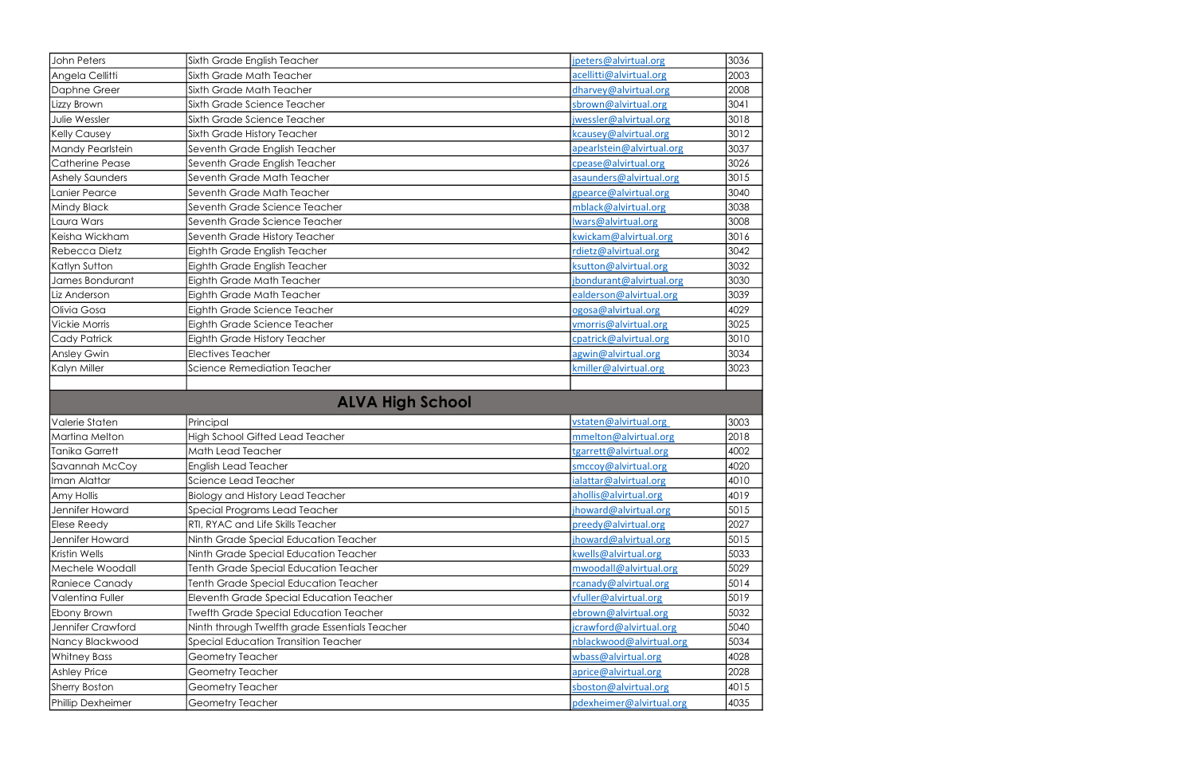| | | | |
|---|---|---|---|
| John Peters | Sixth Grade English Teacher | jpeters@alvirtual.org | 3036 |
| Angela Cellitti | Sixth Grade Math Teacher | acellitti@alvirtual.org | 2003 |
| Daphne Greer | Sixth Grade Math Teacher | dharvey@alvirtual.org | 2008 |
| Lizzy Brown | Sixth Grade Science Teacher | sbrown@alvirtual.org | 3041 |
| Julie Wessler | Sixth Grade Science Teacher | jwessler@alvirtual.org | 3018 |
| Kelly Causey | Sixth Grade History Teacher | kcausey@alvirtual.org | 3012 |
| Mandy Pearlstein | Seventh Grade English Teacher | apearlstein@alvirtual.org | 3037 |
| Catherine Pease | Seventh Grade English Teacher | cpease@alvirtual.org | 3026 |
| Ashely Saunders | Seventh Grade Math Teacher | asaunders@alvirtual.org | 3015 |
| Lanier Pearce | Seventh Grade Math Teacher | gpearce@alvirtual.org | 3040 |
| Mindy Black | Seventh Grade Science Teacher | mblack@alvirtual.org | 3038 |
| Laura Wars | Seventh Grade Science Teacher | lwars@alvirtual.org | 3008 |
| Keisha Wickham | Seventh Grade History Teacher | kwickam@alvirtual.org | 3016 |
| Rebecca Dietz | Eighth Grade English Teacher | rdietz@alvirtual.org | 3042 |
| Katlyn Sutton | Eighth Grade English Teacher | ksutton@alvirtual.org | 3032 |
| James Bondurant | Eighth Grade Math Teacher | jbondurant@alvirtual.org | 3030 |
| Liz Anderson | Eighth Grade Math Teacher | ealderson@alvirtual.org | 3039 |
| Olivia Gosa | Eighth Grade Science Teacher | ogosa@alvirtual.org | 4029 |
| Vickie Morris | Eighth Grade Science Teacher | vmorris@alvirtual.org | 3025 |
| Cady Patrick | Eighth Grade History Teacher | cpatrick@alvirtual.org | 3010 |
| Ansley Gwin | Electives Teacher | agwin@alvirtual.org | 3034 |
| Kalyn Miller | Science Remediation Teacher | kmiller@alvirtual.org | 3023 |

## ALVA High School

| | | | |
|---|---|---|---|
| Valerie Staten | Principal | vstaten@alvirtual.org | 3003 |
| Martina Melton | High School Gifted Lead Teacher | mmelton@alvirtual.org | 2018 |
| Tanika Garrett | Math Lead Teacher | tgarrett@alvirtual.org | 4002 |
| Savannah McCoy | English Lead Teacher | smccoy@alvirtual.org | 4020 |
| Iman Alattar | Science Lead Teacher | ialattar@alvirtual.org | 4010 |
| Amy Hollis | Biology and History Lead Teacher | ahollis@alvirtual.org | 4019 |
| Jennifer Howard | Special Programs Lead Teacher | jhoward@alvirtual.org | 5015 |
| Elese Reedy | RTI, RYAC and Life Skills Teacher | preedy@alvirtual.org | 2027 |
| Jennifer Howard | Ninth Grade Special Education Teacher | jhoward@alvirtual.org | 5015 |
| Kristin Wells | Ninth Grade Special Education Teacher | kwells@alvirtual.org | 5033 |
| Mechele Woodall | Tenth Grade Special Education Teacher | mwoodall@alvirtual.org | 5029 |
| Raniece Canady | Tenth Grade Special Education Teacher | rcanady@alvirtual.org | 5014 |
| Valentina Fuller | Eleventh Grade Special Education Teacher | vfuller@alvirtual.org | 5019 |
| Ebony Brown | Twefth Grade Special Education Teacher | ebrown@alvirtual.org | 5032 |
| Jennifer Crawford | Ninth through Twelfth grade Essentials Teacher | jcrawford@alvirtual.org | 5040 |
| Nancy Blackwood | Special Education Transition Teacher | nblackwood@alvirtual.org | 5034 |
| Whitney Bass | Geometry Teacher | wbass@alvirtual.org | 4028 |
| Ashley Price | Geometry Teacher | aprice@alvirtual.org | 2028 |
| Sherry Boston | Geometry Teacher | sboston@alvirtual.org | 4015 |
| Phillip Dexheimer | Geometry Teacher | pdexheimer@alvirtual.org | 4035 |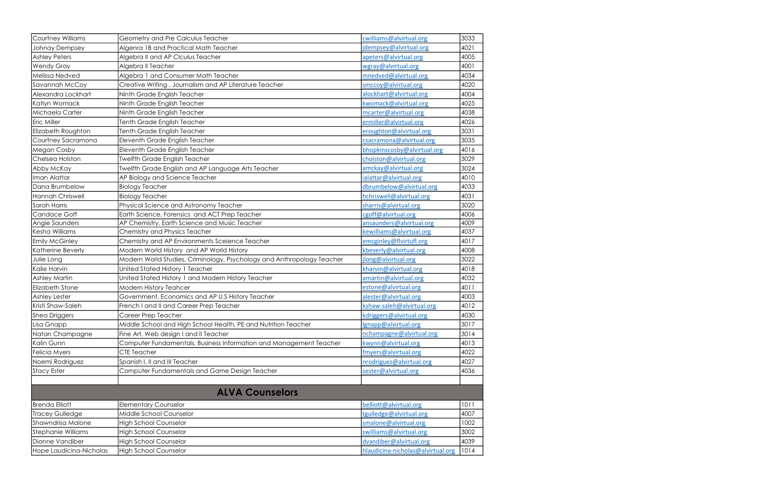| | | | |
|---|---|---|---|
| Courtney Williams | Geometry and Pre Calculus Teacher | cwilliams@alvirtual.org | 3033 |
| Johnay Dempsey | Algenra 1B and Practical Math Teacher | jdempsey@alvirtual.org | 4021 |
| Ashley Peters | Algebra II and AP Clculus Teacher | apeters@alvirtual.org | 4005 |
| Wendy Gray | Algebra II Teacher | wgray@alvirtual.org | 4001 |
| Melissa Nedved | Algebra 1 and Consumer Math Teacher | mnedved@alvirtual.org | 4034 |
| Savannah McCoy | Creative Writing , Journalism and AP Literature Teacher | smccoy@alvirtual.org | 4020 |
| Alexandra Lockhart | Ninth Grade English Teacher | alockhart@alvirtual.org | 4004 |
| Katlyn Womack | Ninth Grade English Teacher | kwomack@alvirtual.org | 4025 |
| Michaela Carter | Ninth Grade English Teacher | mcarter@alvirtual.org | 4038 |
| Eric Miller | Tenth Grade English Teacher | ermiller@alvirtual.org | 4026 |
| Elizabeth Roughton | Tenth Grade English Teacher | eroughton@alvirtual.org | 3031 |
| Courtney Sacramona | Eleventh Grade English Teacher | csacramona@alvirtual.org | 3035 |
| Megan Cosby | Eleventh Grade English Teacher | bhopkinscosby@alvirtual.org | 4016 |
| Chelsea Holston | Twelfth Grade English Teacher | cholston@alvirtual.org | 3029 |
| Abby McKay | Twelfth Grade English and AP Language Arts Teacher | amckay@alvirtual.org | 3024 |
| Iman Alattar | AP Biology and Science Teacher | ialattar@alvirtual.org | 4010 |
| Dana Brumbelow | Biology Teacher | dbrumbelow@alvirtual.org | 4033 |
| Hannah Chriswell | Biology Teacher | hchriswell@alvirtual.org | 4031 |
| Sarah Harris | Physical Science and Astronomy Teacher | sharris@alvirtual.org | 3020 |
| Candace Goff | Earth Science, Forensics and ACT Prep Teacher | cgoff@alvirtual.org | 4006 |
| Angie Saunders | AP Chemistry, Earth Science and Music Teacher | ansaunders@alvirtual.org | 4009 |
| Kesha Williams | Chemistry and Physics Teacher | kewilliams@alvirtual.org | 4037 |
| Emily McGinley | Chemistry and AP Environments Sceience Teacher | emcginley@flvirtufl.org | 4017 |
| Katherine Beverly | Modern World History and AP World History | kbeverly@alvirtual.org | 4008 |
| Julie Long | Modern World Studies, Criminology, Psychology and Anthropology Teacher | jlong@alvirtual.org | 3022 |
| Kalie Harvin | United Stated History 1 Teacher | kharvin@alvirtual.org | 4018 |
| Ashley Martin | United Stated History 1 and Modern History Teacher | amartin@alvirtual.org | 4032 |
| Elizabeth Stone | Modern History Teahcer | estone@alvirtual.org | 4011 |
| Ashley Lester | Government, Economics and AP U.S History Teacher | alester@alvirtual.org | 4003 |
| Kristi Shaw-Saleh | French I and II and Career Prep Teacher | kshaw-saleh@alvirtual.org | 4012 |
| Shea Driggers | Career Prep Teacher | kdriggers@alvirtual.org | 4030 |
| Lisa Gnapp | Middle School and High School Health, PE and Nutrition Teacher | lgnapp@alvirtual.org | 3017 |
| Natan Champagne | Fine Art, Web design I and II Teacher | nchampagne@alvirtual.org | 3014 |
| Kalin Gunn | Computer Fundamentals, Business Information and Management Teacher | kwynn@alvirtual.org | 4013 |
| Felicia Myers | CTE Teacher | fmyers@alvirtual.org | 4022 |
| Noemi Rodriguez | Spanish I, II and III Teacher | nrodriguez@alvirtual.org | 4027 |
| Stacy Ester | Computer Fundamentals and Game Design Teacher | sester@alvirtual.org | 4036 |
| | | | |
| **ALVA Counselors** | | | |
| Brenda Elliott | Elementary Counselor | belliott@alvirtual.org | 1011 |
| Tracey Gulledge | Middle School Counselor | tgulledge@alvirtual.org | 4007 |
| Shawndrisa Malone | High School Counselor | smalone@alvirtual.org | 1002 |
| Stephanie Williams | High School Counselor | swilliams@alvirtual.org | 3002 |
| Dionne Vandiber | High School Counselor | dvandiber@alvirtual.org | 4039 |
| Hope Laudicina-Nicholas | High School Counselor | hlaudicina-nicholas@alvirtual.org | 1014 |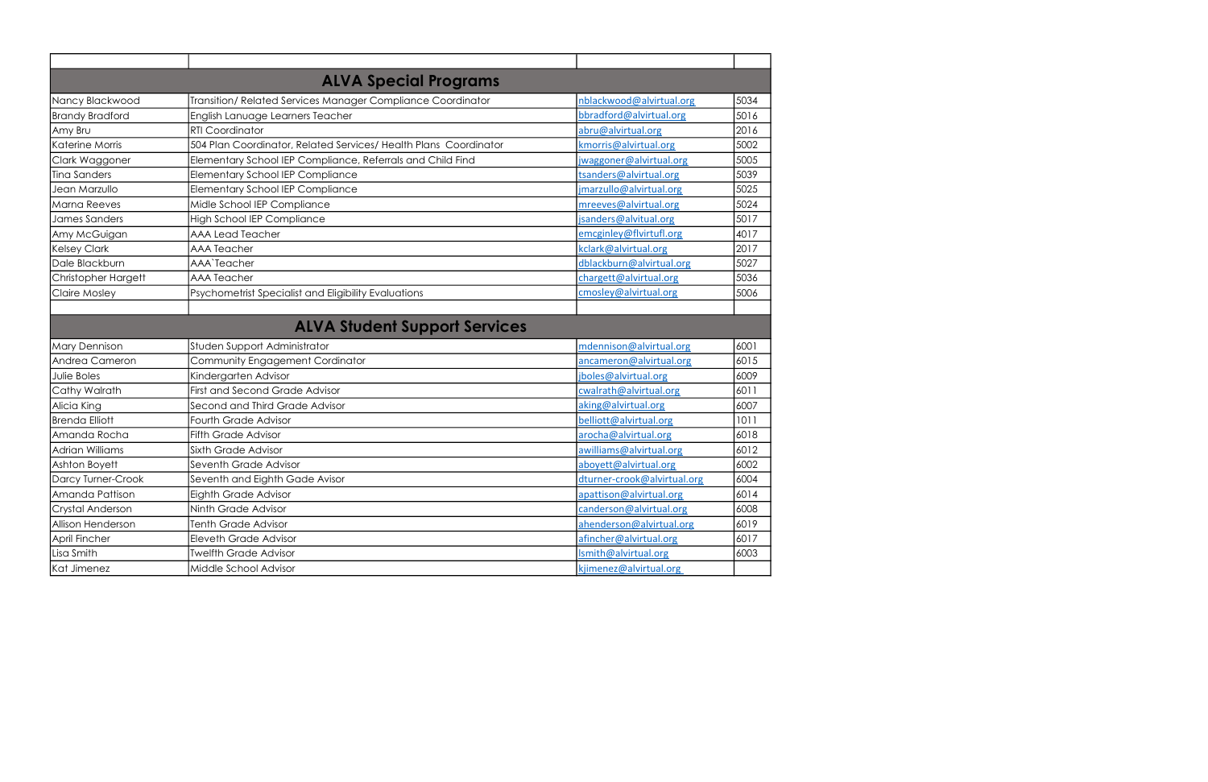| | | | |
|---|---|---|---|
| **ALVA Special Programs** | | | |
| Nancy Blackwood | Transition/ Related Services Manager Compliance Coordinator | nblackwood@alvirtual.org | 5034 |
| Brandy Bradford | English Lanuage Learners Teacher | bbradford@alvirtual.org | 5016 |
| Amy Bru | RTI Coordinator | abru@alvirtual.org | 2016 |
| Katerine Morris | 504 Plan Coordinator, Related Services/ Health Plans Coordinator | kmorris@alvirtual.org | 5002 |
| Clark Waggoner | Elementary School IEP Compliance, Referrals and Child Find | jwaggoner@alvirtual.org | 5005 |
| Tina Sanders | Elementary School IEP Compliance | tsanders@alvirtual.org | 5039 |
| Jean Marzullo | Elementary School IEP Compliance | jmarzullo@alvirtual.org | 5025 |
| Marna Reeves | Midle School IEP Compliance | mreeves@alvirtual.org | 5024 |
| James Sanders | High School IEP Compliance | jsanders@alvitual.org | 5017 |
| Amy McGuigan | AAA Lead Teacher | emcginley@flvirtufl.org | 4017 |
| Kelsey Clark | AAA Teacher | kclark@alvirtual.org | 2017 |
| Dale Blackburn | AAA`Teacher | dblackburn@alvirtual.org | 5027 |
| Christopher Hargett | AAA Teacher | chargett@alvirtual.org | 5036 |
| Claire Mosley | Psychometrist Specialist and Eligibility Evaluations | cmosley@alvirtual.org | 5006 |
| | | | |
| **ALVA Student Support Services** | | | |
| Mary Dennison | Studen Support Administrator | mdennison@alvirtual.org | 6001 |
| Andrea Cameron | Community Engagement Cordinator | ancameron@alvirtual.org | 6015 |
| Julie Boles | Kindergarten Advisor | jboles@alvirtual.org | 6009 |
| Cathy Walrath | First and Second Grade Advisor | cwalrath@alvirtual.org | 6011 |
| Alicia King | Second and Third Grade Advisor | aking@alvirtual.org | 6007 |
| Brenda Elliott | Fourth Grade Advisor | belliott@alvirtual.org | 1011 |
| Amanda Rocha | Fifth Grade Advisor | arocha@alvirtual.org | 6018 |
| Adrian Williams | Sixth Grade Advisor | awilliams@alvirtual.org | 6012 |
| Ashton Boyett | Seventh Grade Advisor | aboyett@alvirtual.org | 6002 |
| Darcy Turner-Crook | Seventh and Eighth Gade Avisor | dturner-crook@alvirtual.org | 6004 |
| Amanda Pattison | Eighth Grade Advisor | apattison@alvirtual.org | 6014 |
| Crystal Anderson | Ninth Grade Advisor | canderson@alvirtual.org | 6008 |
| Allison Henderson | Tenth Grade Advisor | ahenderson@alvirtual.org | 6019 |
| April Fincher | Eleveth Grade Advisor | afincher@alvirtual.org | 6017 |
| Lisa Smith | Twelfth Grade Advisor | lsmith@alvirtual.org | 6003 |
| Kat Jimenez | Middle School Advisor | kjimenez@alvirtual.org | |